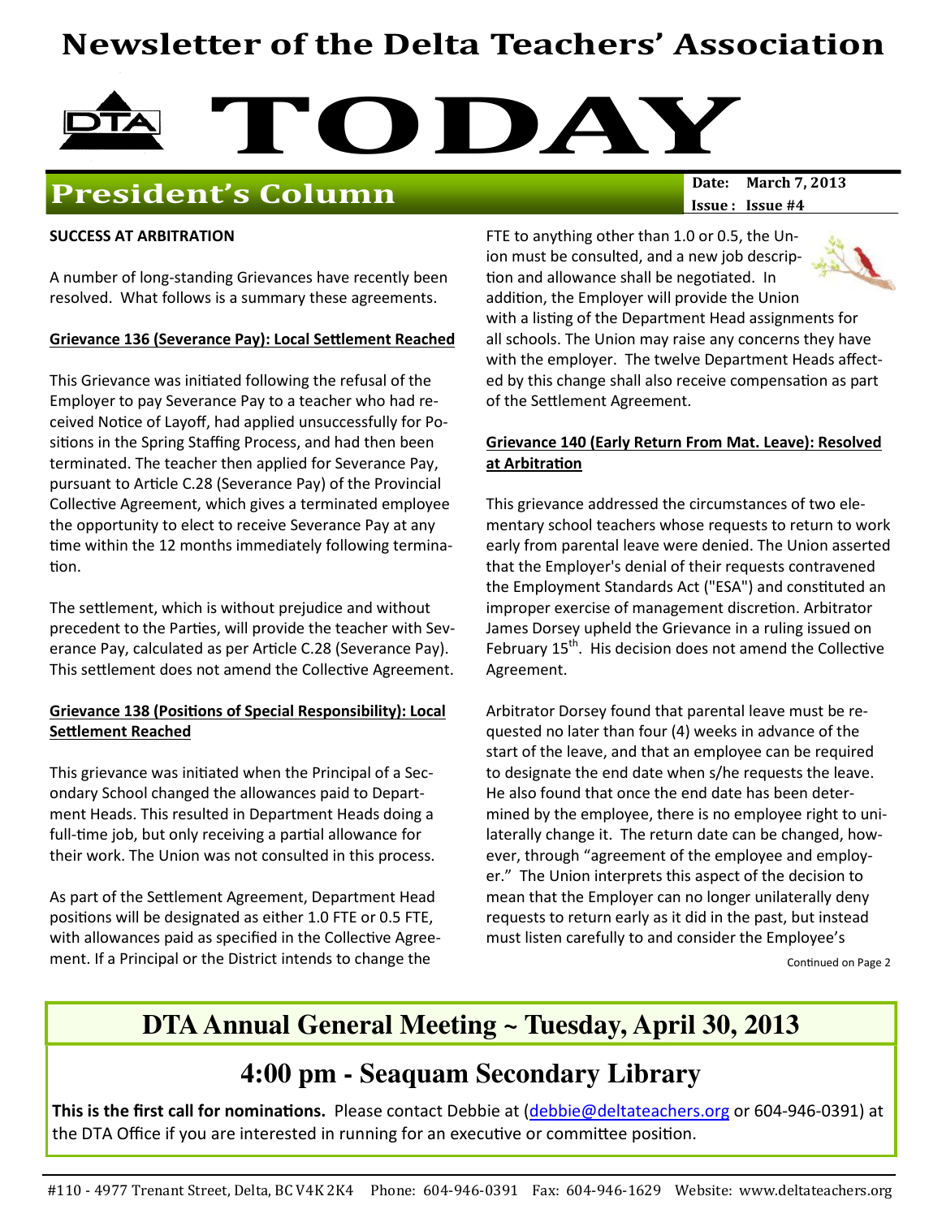# Newsletter of the Delta Teachers' Association

# TODAY

## President's Column

**Date:** March 7, 2013
**Issue :** Issue #4

**SUCCESS AT ARBITRATION**

A number of long-standing Grievances have recently been resolved. What follows is a summary these agreements.

### Grievance 136 (Severance Pay): Local Settlement Reached

This Grievance was initiated following the refusal of the Employer to pay Severance Pay to a teacher who had received Notice of Layoff, had applied unsuccessfully for Positions in the Spring Staffing Process, and had then been terminated. The teacher then applied for Severance Pay, pursuant to Article C.28 (Severance Pay) of the Provincial Collective Agreement, which gives a terminated employee the opportunity to elect to receive Severance Pay at any time within the 12 months immediately following termination.

The settlement, which is without prejudice and without precedent to the Parties, will provide the teacher with Severance Pay, calculated as per Article C.28 (Severance Pay). This settlement does not amend the Collective Agreement.

### Grievance 138 (Positions of Special Responsibility): Local Settlement Reached

This grievance was initiated when the Principal of a Secondary School changed the allowances paid to Department Heads. This resulted in Department Heads doing a full-time job, but only receiving a partial allowance for their work. The Union was not consulted in this process.

As part of the Settlement Agreement, Department Head positions will be designated as either 1.0 FTE or 0.5 FTE, with allowances paid as specified in the Collective Agreement. If a Principal or the District intends to change the FTE to anything other than 1.0 or 0.5, the Union must be consulted, and a new job description and allowance shall be negotiated. In addition, the Employer will provide the Union with a listing of the Department Head assignments for all schools. The Union may raise any concerns they have with the employer. The twelve Department Heads affected by this change shall also receive compensation as part of the Settlement Agreement.

### Grievance 140 (Early Return From Mat. Leave): Resolved at Arbitration

This grievance addressed the circumstances of two elementary school teachers whose requests to return to work early from parental leave were denied. The Union asserted that the Employer's denial of their requests contravened the Employment Standards Act ("ESA") and constituted an improper exercise of management discretion. Arbitrator James Dorsey upheld the Grievance in a ruling issued on February 15th. His decision does not amend the Collective Agreement.

Arbitrator Dorsey found that parental leave must be requested no later than four (4) weeks in advance of the start of the leave, and that an employee can be required to designate the end date when s/he requests the leave. He also found that once the end date has been determined by the employee, there is no employee right to unilaterally change it. The return date can be changed, however, through "agreement of the employee and employer." The Union interprets this aspect of the decision to mean that the Employer can no longer unilaterally deny requests to return early as it did in the past, but instead must listen carefully to and consider the Employee's

Continued on Page 2

---

## DTA Annual General Meeting ~ Tuesday, April 30, 2013

## 4:00 pm - Seaquam Secondary Library

**This is the first call for nominations.** Please contact Debbie at (debbie@deltateachers.org or 604-946-0391) at the DTA Office if you are interested in running for an executive or committee position.

---

#110 - 4977 Trenant Street, Delta, BC V4K 2K4 Phone: 604-946-0391 Fax: 604-946-1629 Website: www.deltateachers.org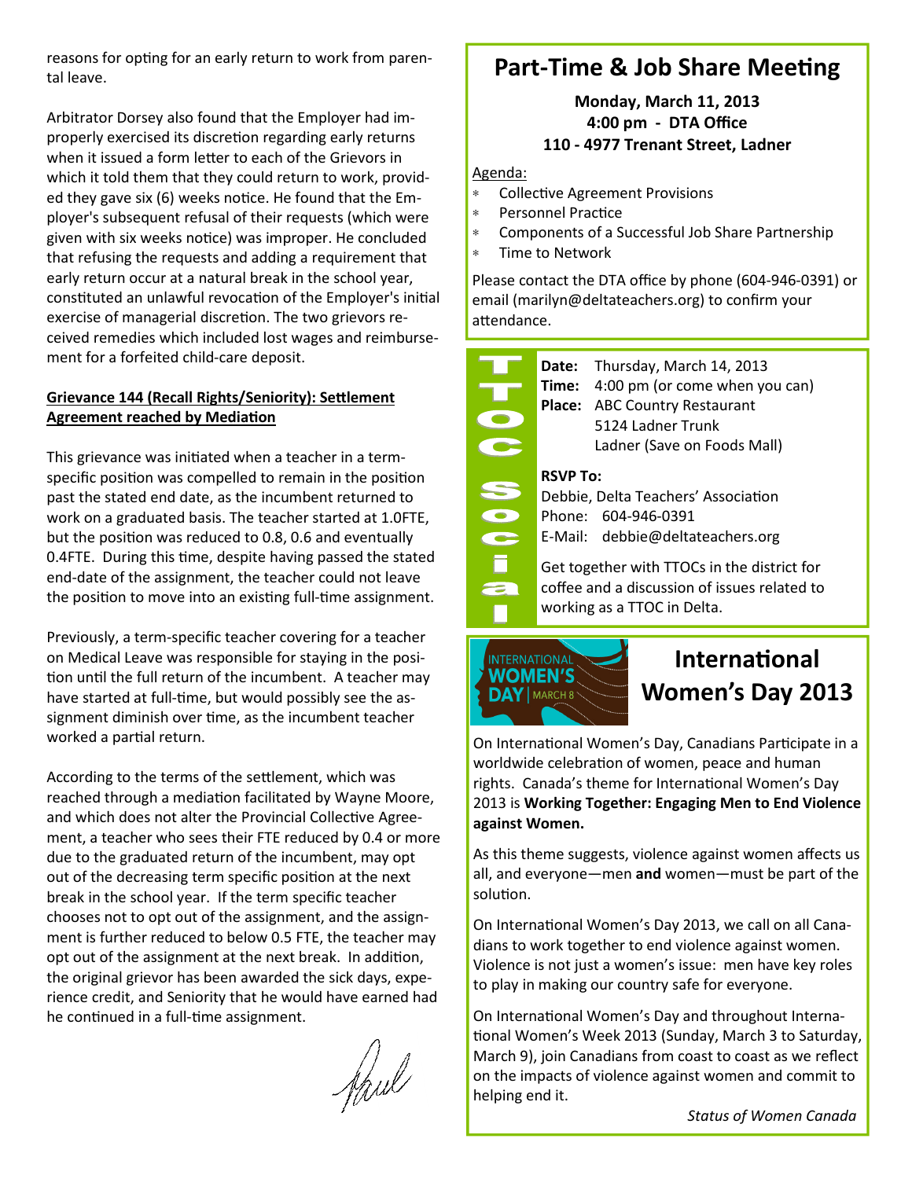reasons for opting for an early return to work from parental leave.

Arbitrator Dorsey also found that the Employer had improperly exercised its discretion regarding early returns when it issued a form letter to each of the Grievors in which it told them that they could return to work, provided they gave six (6) weeks notice. He found that the Employer's subsequent refusal of their requests (which were given with six weeks notice) was improper. He concluded that refusing the requests and adding a requirement that early return occur at a natural break in the school year, constituted an unlawful revocation of the Employer's initial exercise of managerial discretion. The two grievors received remedies which included lost wages and reimbursement for a forfeited child-care deposit.

**Grievance 144 (Recall Rights/Seniority): Settlement Agreement reached by Mediation**

This grievance was initiated when a teacher in a term-specific position was compelled to remain in the position past the stated end date, as the incumbent returned to work on a graduated basis. The teacher started at 1.0FTE, but the position was reduced to 0.8, 0.6 and eventually 0.4FTE. During this time, despite having passed the stated end-date of the assignment, the teacher could not leave the position to move into an existing full-time assignment.

Previously, a term-specific teacher covering for a teacher on Medical Leave was responsible for staying in the position until the full return of the incumbent. A teacher may have started at full-time, but would possibly see the assignment diminish over time, as the incumbent teacher worked a partial return.

According to the terms of the settlement, which was reached through a mediation facilitated by Wayne Moore, and which does not alter the Provincial Collective Agreement, a teacher who sees their FTE reduced by 0.4 or more due to the graduated return of the incumbent, may opt out of the decreasing term specific position at the next break in the school year. If the term specific teacher chooses not to opt out of the assignment, and the assignment is further reduced to below 0.5 FTE, the teacher may opt out of the assignment at the next break. In addition, the original grievor has been awarded the sick days, experience credit, and Seniority that he would have earned had he continued in a full-time assignment.

Paul

## Part-Time & Job Share Meeting

**Monday, March 11, 2013**
**4:00 pm - DTA Office**
**110 - 4977 Trenant Street, Ladner**

Agenda:

- Collective Agreement Provisions
- Personnel Practice
- Components of a Successful Job Share Partnership
- Time to Network

Please contact the DTA office by phone (604-946-0391) or email (marilyn@deltateachers.org) to confirm your attendance.

## TTOC Social

**Date:** Thursday, March 14, 2013
**Time:** 4:00 pm (or come when you can)
**Place:** ABC Country Restaurant
5124 Ladner Trunk
Ladner (Save on Foods Mall)

**RSVP To:**
Debbie, Delta Teachers' Association
Phone: 604-946-0391
E-Mail: debbie@deltateachers.org

Get together with TTOCs in the district for coffee and a discussion of issues related to working as a TTOC in Delta.

INTERNATIONAL WOMEN'S DAY | MARCH 8

## International Women's Day 2013

On International Women's Day, Canadians Participate in a worldwide celebration of women, peace and human rights. Canada's theme for International Women's Day 2013 is **Working Together: Engaging Men to End Violence against Women.**

As this theme suggests, violence against women affects us all, and everyone—men **and** women—must be part of the solution.

On International Women's Day 2013, we call on all Canadians to work together to end violence against women. Violence is not just a women's issue: men have key roles to play in making our country safe for everyone.

On International Women's Day and throughout International Women's Week 2013 (Sunday, March 3 to Saturday, March 9), join Canadians from coast to coast as we reflect on the impacts of violence against women and commit to helping end it.

*Status of Women Canada*